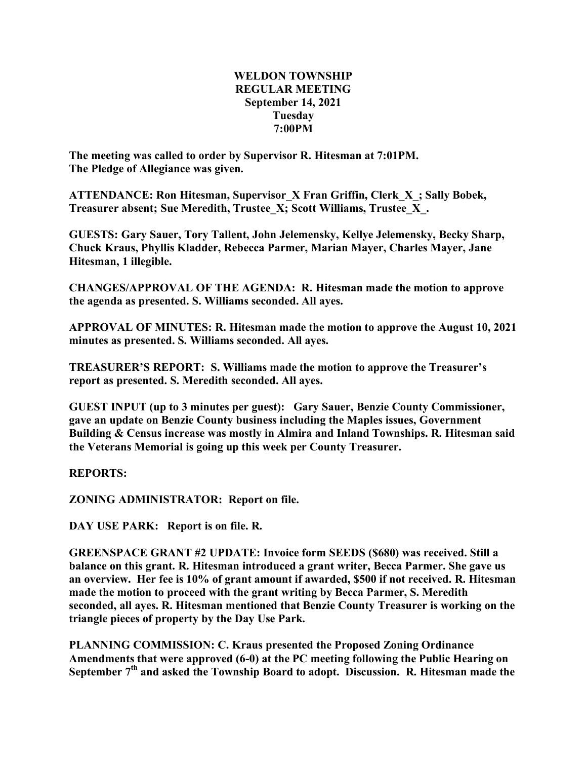# WELDON TOWNSHIP
## REGULAR MEETING
**September 14, 2021**
**Tuesday**
**7:00PM**

**The meeting was called to order by Supervisor R. Hitesman at 7:01PM.**
**The Pledge of Allegiance was given.**

**ATTENDANCE: Ron Hitesman, Supervisor_X Fran Griffin, Clerk_X_; Sally Bobek, Treasurer absent; Sue Meredith, Trustee_X; Scott Williams, Trustee_X_.**

**GUESTS: Gary Sauer, Tory Tallent, John Jelemensky, Kellye Jelemensky, Becky Sharp, Chuck Kraus, Phyllis Kladder, Rebecca Parmer, Marian Mayer, Charles Mayer, Jane Hitesman, 1 illegible.**

**CHANGES/APPROVAL OF THE AGENDA: R. Hitesman made the motion to approve the agenda as presented. S. Williams seconded. All ayes.**

**APPROVAL OF MINUTES: R. Hitesman made the motion to approve the August 10, 2021 minutes as presented. S. Williams seconded. All ayes.**

**TREASURER'S REPORT: S. Williams made the motion to approve the Treasurer's report as presented. S. Meredith seconded. All ayes.**

**GUEST INPUT (up to 3 minutes per guest): Gary Sauer, Benzie County Commissioner, gave an update on Benzie County business including the Maples issues, Government Building & Census increase was mostly in Almira and Inland Townships. R. Hitesman said the Veterans Memorial is going up this week per County Treasurer.**

**REPORTS:**

**ZONING ADMINISTRATOR: Report on file.**

**DAY USE PARK: Report is on file. R.**

**GREENSPACE GRANT #2 UPDATE: Invoice form SEEDS ($680) was received. Still a balance on this grant. R. Hitesman introduced a grant writer, Becca Parmer. She gave us an overview. Her fee is 10% of grant amount if awarded, $500 if not received. R. Hitesman made the motion to proceed with the grant writing by Becca Parmer, S. Meredith seconded, all ayes. R. Hitesman mentioned that Benzie County Treasurer is working on the triangle pieces of property by the Day Use Park.**

**PLANNING COMMISSION: C. Kraus presented the Proposed Zoning Ordinance Amendments that were approved (6-0) at the PC meeting following the Public Hearing on September 7th and asked the Township Board to adopt. Discussion. R. Hitesman made the**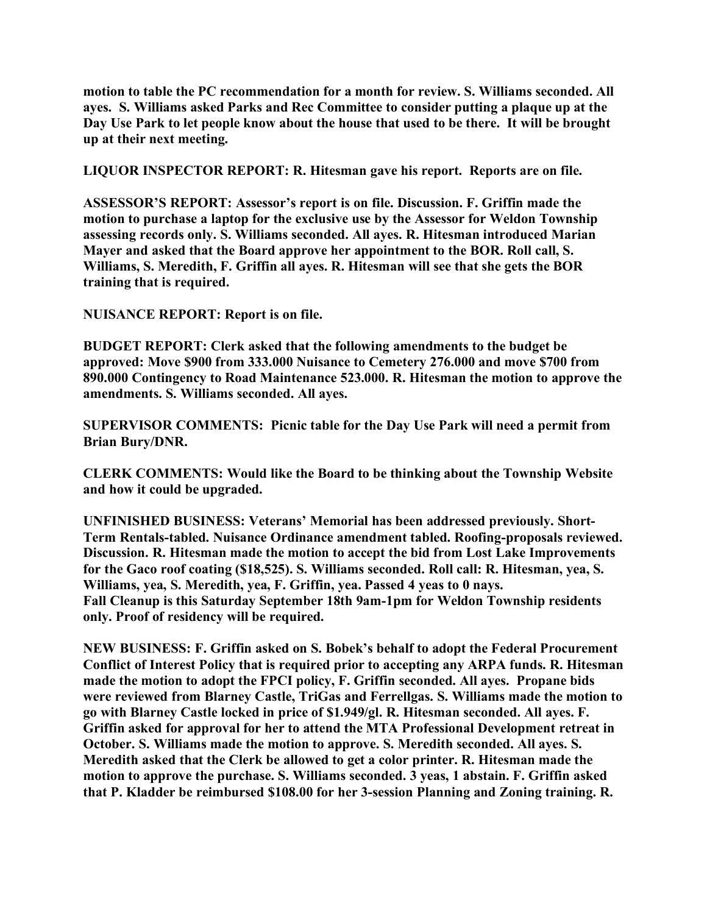**motion to table the PC recommendation for a month for review. S. Williams seconded. All ayes. S. Williams asked Parks and Rec Committee to consider putting a plaque up at the Day Use Park to let people know about the house that used to be there. It will be brought up at their next meeting.**

**LIQUOR INSPECTOR REPORT: R. Hitesman gave his report. Reports are on file.**

**ASSESSOR'S REPORT: Assessor's report is on file. Discussion. F. Griffin made the motion to purchase a laptop for the exclusive use by the Assessor for Weldon Township assessing records only. S. Williams seconded. All ayes. R. Hitesman introduced Marian Mayer and asked that the Board approve her appointment to the BOR. Roll call, S. Williams, S. Meredith, F. Griffin all ayes. R. Hitesman will see that she gets the BOR training that is required.**

**NUISANCE REPORT: Report is on file.**

**BUDGET REPORT: Clerk asked that the following amendments to the budget be approved: Move $900 from 333.000 Nuisance to Cemetery 276.000 and move $700 from 890.000 Contingency to Road Maintenance 523.000. R. Hitesman the motion to approve the amendments. S. Williams seconded. All ayes.**

**SUPERVISOR COMMENTS: Picnic table for the Day Use Park will need a permit from Brian Bury/DNR.**

**CLERK COMMENTS: Would like the Board to be thinking about the Township Website and how it could be upgraded.**

**UNFINISHED BUSINESS: Veterans' Memorial has been addressed previously. Short-Term Rentals-tabled. Nuisance Ordinance amendment tabled. Roofing-proposals reviewed. Discussion. R. Hitesman made the motion to accept the bid from Lost Lake Improvements for the Gaco roof coating ($18,525). S. Williams seconded. Roll call: R. Hitesman, yea, S. Williams, yea, S. Meredith, yea, F. Griffin, yea. Passed 4 yeas to 0 nays. Fall Cleanup is this Saturday September 18th 9am-1pm for Weldon Township residents only. Proof of residency will be required.**

**NEW BUSINESS: F. Griffin asked on S. Bobek's behalf to adopt the Federal Procurement Conflict of Interest Policy that is required prior to accepting any ARPA funds. R. Hitesman made the motion to adopt the FPCI policy, F. Griffin seconded. All ayes. Propane bids were reviewed from Blarney Castle, TriGas and Ferrellgas. S. Williams made the motion to go with Blarney Castle locked in price of $1.949/gl. R. Hitesman seconded. All ayes. F. Griffin asked for approval for her to attend the MTA Professional Development retreat in October. S. Williams made the motion to approve. S. Meredith seconded. All ayes. S. Meredith asked that the Clerk be allowed to get a color printer. R. Hitesman made the motion to approve the purchase. S. Williams seconded. 3 yeas, 1 abstain. F. Griffin asked that P. Kladder be reimbursed $108.00 for her 3-session Planning and Zoning training. R.**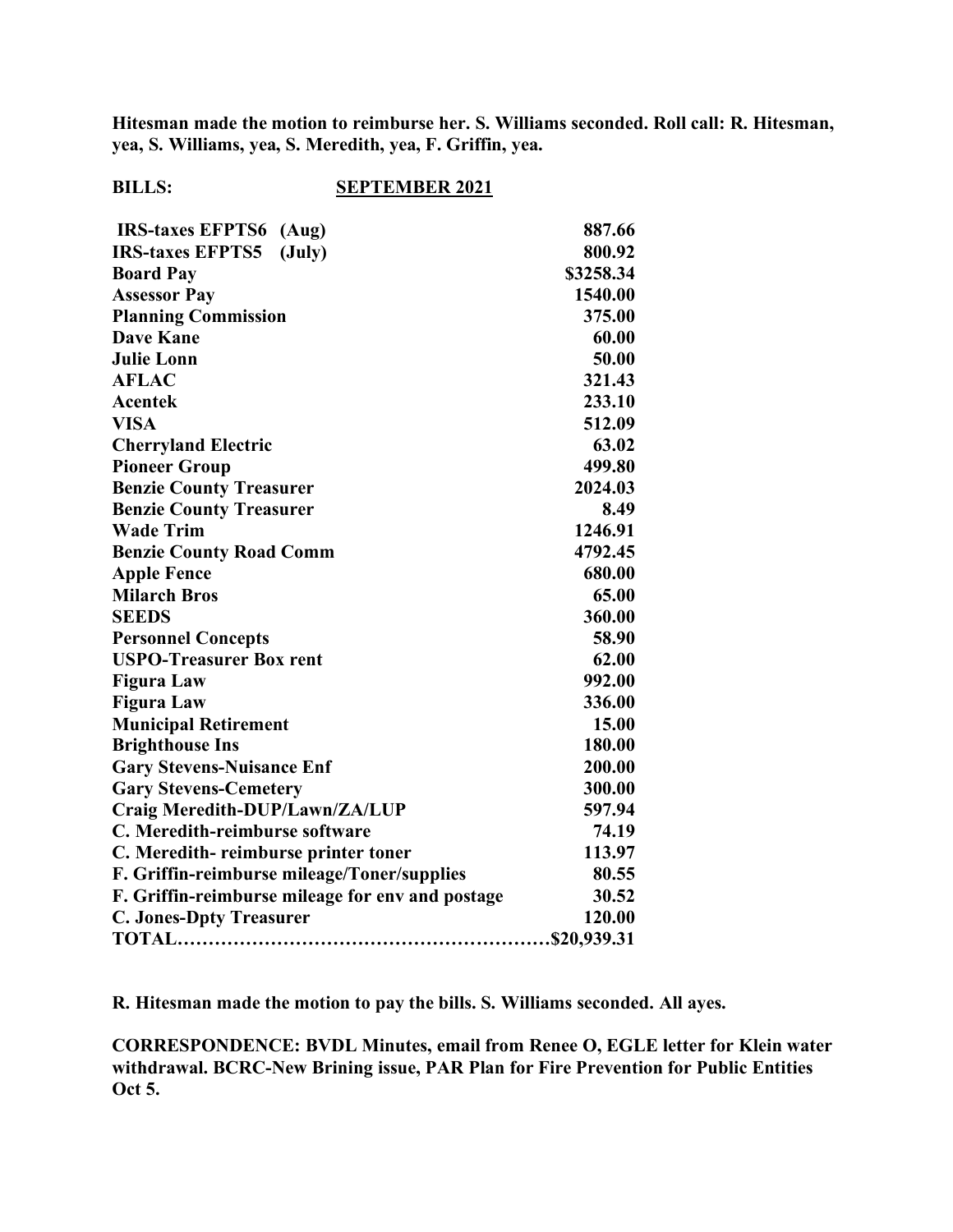**Hitesman made the motion to reimburse her. S. Williams seconded. Roll call: R. Hitesman, yea, S. Williams, yea, S. Meredith, yea, F. Griffin, yea.**

**BILLS:** **SEPTEMBER 2021**

| | |
|---|---|
| **IRS-taxes EFPTS6 (Aug)** | **887.66** |
| **IRS-taxes EFPTS5 (July)** | **800.92** |
| **Board Pay** | **\$3258.34** |
| **Assessor Pay** | **1540.00** |
| **Planning Commission** | **375.00** |
| **Dave Kane** | **60.00** |
| **Julie Lonn** | **50.00** |
| **AFLAC** | **321.43** |
| **Acentek** | **233.10** |
| **VISA** | **512.09** |
| **Cherryland Electric** | **63.02** |
| **Pioneer Group** | **499.80** |
| **Benzie County Treasurer** | **2024.03** |
| **Benzie County Treasurer** | **8.49** |
| **Wade Trim** | **1246.91** |
| **Benzie County Road Comm** | **4792.45** |
| **Apple Fence** | **680.00** |
| **Milarch Bros** | **65.00** |
| **SEEDS** | **360.00** |
| **Personnel Concepts** | **58.90** |
| **USPO-Treasurer Box rent** | **62.00** |
| **Figura Law** | **992.00** |
| **Figura Law** | **336.00** |
| **Municipal Retirement** | **15.00** |
| **Brighthouse Ins** | **180.00** |
| **Gary Stevens-Nuisance Enf** | **200.00** |
| **Gary Stevens-Cemetery** | **300.00** |
| **Craig Meredith-DUP/Lawn/ZA/LUP** | **597.94** |
| **C. Meredith-reimburse software** | **74.19** |
| **C. Meredith- reimburse printer toner** | **113.97** |
| **F. Griffin-reimburse mileage/Toner/supplies** | **80.55** |
| **F. Griffin-reimburse mileage for env and postage** | **30.52** |
| **C. Jones-Dpty Treasurer** | **120.00** |
| **TOTAL…………………………………………………** | **\$20,939.31** |

**R. Hitesman made the motion to pay the bills. S. Williams seconded. All ayes.**

**CORRESPONDENCE: BVDL Minutes, email from Renee O, EGLE letter for Klein water withdrawal. BCRC-New Brining issue, PAR Plan for Fire Prevention for Public Entities Oct 5.**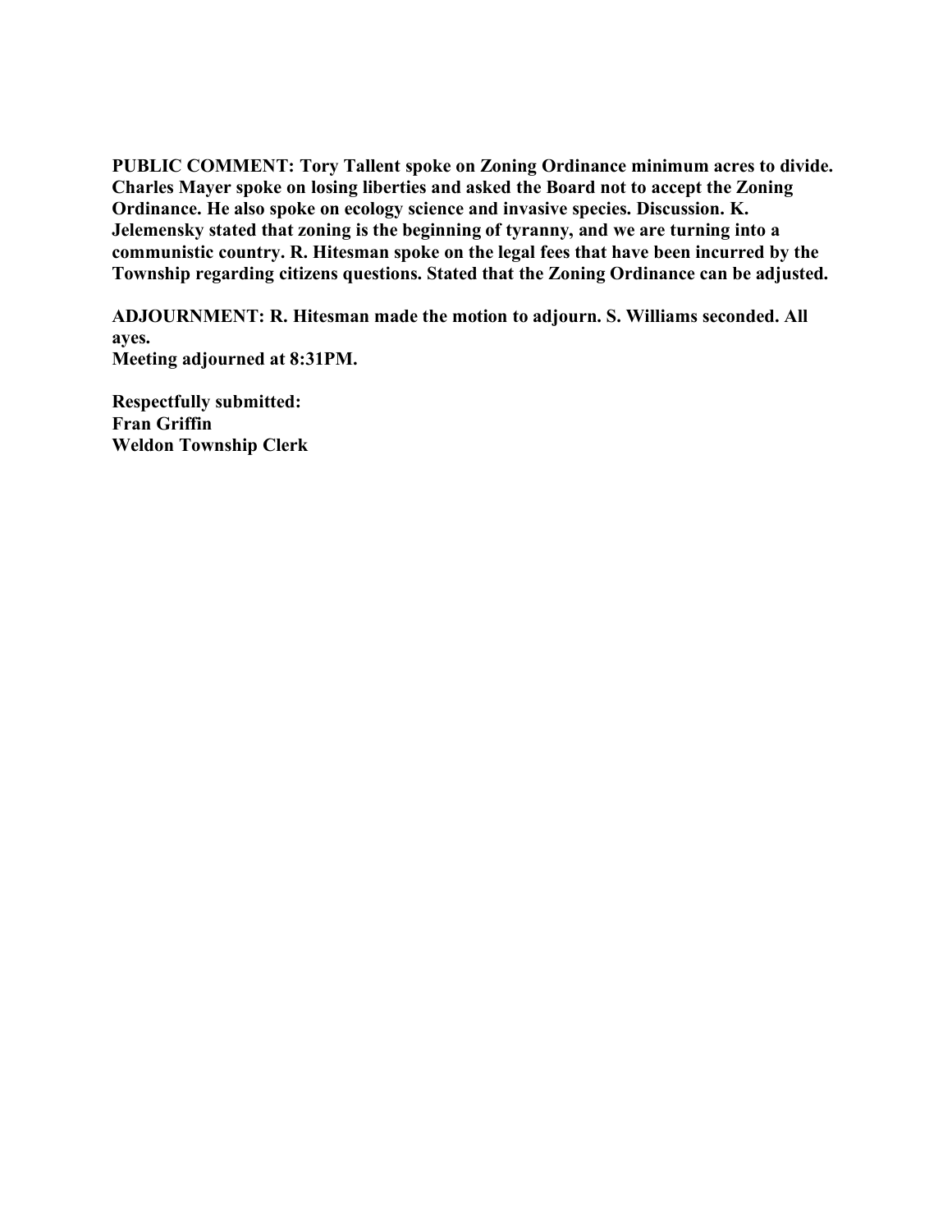**PUBLIC COMMENT: Tory Tallent spoke on Zoning Ordinance minimum acres to divide. Charles Mayer spoke on losing liberties and asked the Board not to accept the Zoning Ordinance. He also spoke on ecology science and invasive species. Discussion. K. Jelemensky stated that zoning is the beginning of tyranny, and we are turning into a communistic country. R. Hitesman spoke on the legal fees that have been incurred by the Township regarding citizens questions. Stated that the Zoning Ordinance can be adjusted.**

**ADJOURNMENT: R. Hitesman made the motion to adjourn. S. Williams seconded. All ayes.**
**Meeting adjourned at 8:31PM.**

**Respectfully submitted:**
**Fran Griffin**
**Weldon Township Clerk**